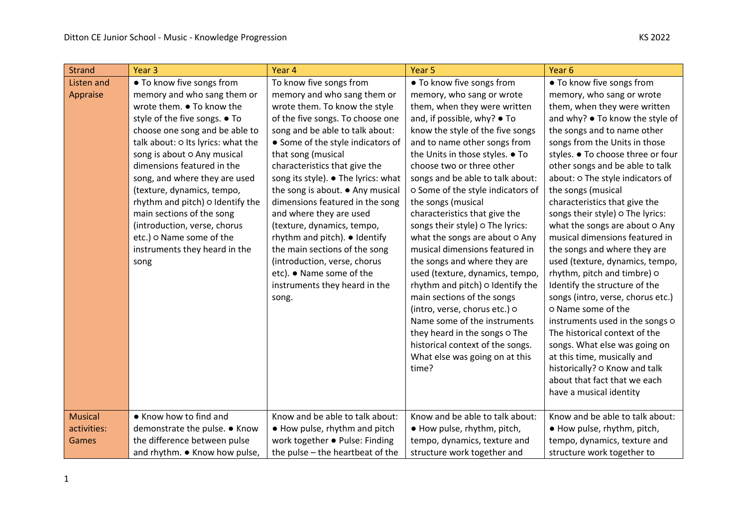| Strand | Year 3 | Year 4 | Year 5 | Year 6 |
|---|---|---|---|---|
| Listen and Appraise | ● To know five songs from memory and who sang them or wrote them. ● To know the style of the five songs. ● To choose one song and be able to talk about: ○ Its lyrics: what the song is about ○ Any musical dimensions featured in the song, and where they are used (texture, dynamics, tempo, rhythm and pitch) ○ Identify the main sections of the song (introduction, verse, chorus etc.) ○ Name some of the instruments they heard in the song | To know five songs from memory and who sang them or wrote them. To know the style of the five songs. To choose one song and be able to talk about: ● Some of the style indicators of that song (musical characteristics that give the song its style). ● The lyrics: what the song is about. ● Any musical dimensions featured in the song and where they are used (texture, dynamics, tempo, rhythm and pitch). ● Identify the main sections of the song (introduction, verse, chorus etc). ● Name some of the instruments they heard in the song. | ● To know five songs from memory, who sang or wrote them, when they were written and, if possible, why? ● To know the style of the five songs and to name other songs from the Units in those styles. ● To choose two or three other songs and be able to talk about: ○ Some of the style indicators of the songs (musical characteristics that give the songs their style) ○ The lyrics: what the songs are about ○ Any musical dimensions featured in the songs and where they are used (texture, dynamics, tempo, rhythm and pitch) ○ Identify the main sections of the songs (intro, verse, chorus etc.) ○ Name some of the instruments they heard in the songs ○ The historical context of the songs. What else was going on at this time? | ● To know five songs from memory, who sang or wrote them, when they were written and why? ● To know the style of the songs and to name other songs from the Units in those styles. ● To choose three or four other songs and be able to talk about: ○ The style indicators of the songs (musical characteristics that give the songs their style) ○ The lyrics: what the songs are about ○ Any musical dimensions featured in the songs and where they are used (texture, dynamics, tempo, rhythm, pitch and timbre) ○ Identify the structure of the songs (intro, verse, chorus etc.) ○ Name some of the instruments used in the songs ○ The historical context of the songs. What else was going on at this time, musically and historically? ○ Know and talk about that fact that we each have a musical identity |
| Musical activities: Games | ● Know how to find and demonstrate the pulse. ● Know the difference between pulse and rhythm. ● Know how pulse, | Know and be able to talk about: ● How pulse, rhythm and pitch work together ● Pulse: Finding the pulse – the heartbeat of the | Know and be able to talk about: ● How pulse, rhythm, pitch, tempo, dynamics, texture and structure work together and | Know and be able to talk about: ● How pulse, rhythm, pitch, tempo, dynamics, texture and structure work together to |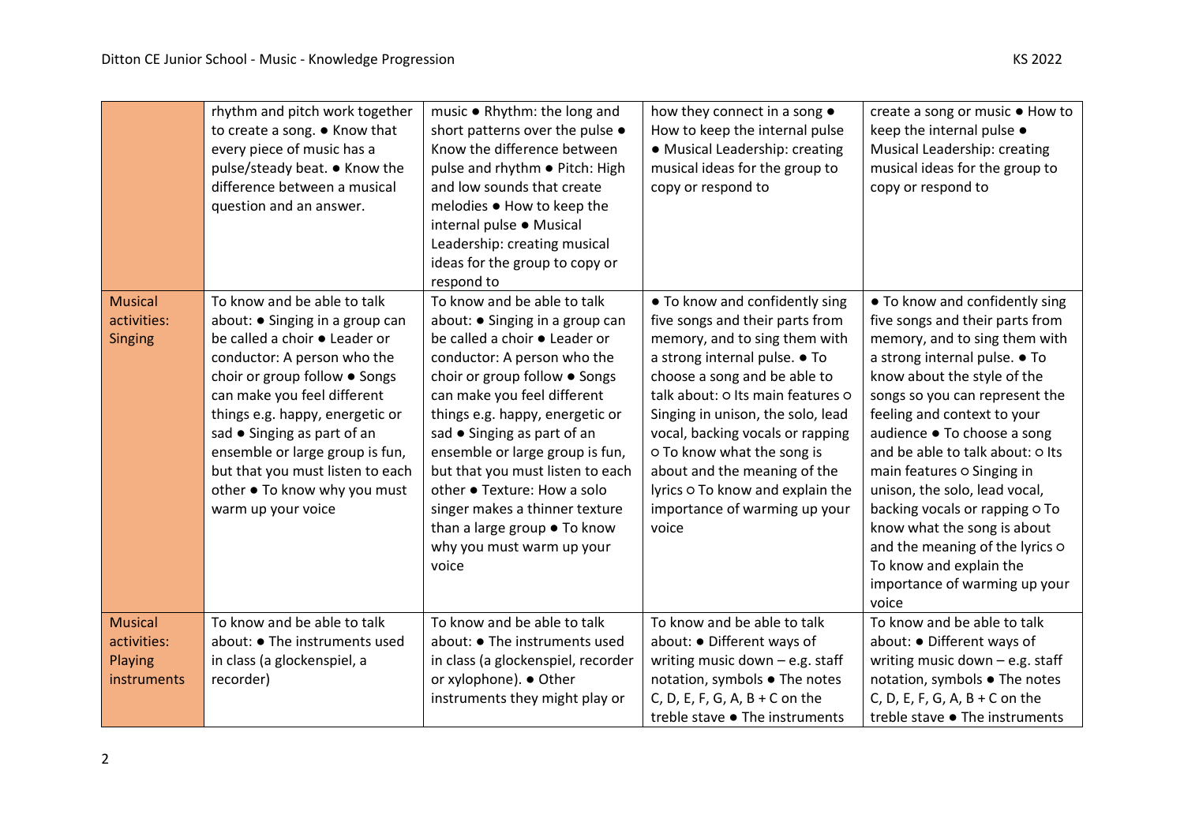| | | | | |
|---|---|---|---|---|
| | rhythm and pitch work together to create a song. ● Know that every piece of music has a pulse/steady beat. ● Know the difference between a musical question and an answer. | music ● Rhythm: the long and short patterns over the pulse ● Know the difference between pulse and rhythm ● Pitch: High and low sounds that create melodies ● How to keep the internal pulse ● Musical Leadership: creating musical ideas for the group to copy or respond to | how they connect in a song ● How to keep the internal pulse ● Musical Leadership: creating musical ideas for the group to copy or respond to | create a song or music ● How to keep the internal pulse ● Musical Leadership: creating musical ideas for the group to copy or respond to |
| Musical activities: Singing | To know and be able to talk about: ● Singing in a group can be called a choir ● Leader or conductor: A person who the choir or group follow ● Songs can make you feel different things e.g. happy, energetic or sad ● Singing as part of an ensemble or large group is fun, but that you must listen to each other ● To know why you must warm up your voice | To know and be able to talk about: ● Singing in a group can be called a choir ● Leader or conductor: A person who the choir or group follow ● Songs can make you feel different things e.g. happy, energetic or sad ● Singing as part of an ensemble or large group is fun, but that you must listen to each other ● Texture: How a solo singer makes a thinner texture than a large group ● To know why you must warm up your voice | ● To know and confidently sing five songs and their parts from memory, and to sing them with a strong internal pulse. ● To choose a song and be able to talk about: ○ Its main features ○ Singing in unison, the solo, lead vocal, backing vocals or rapping ○ To know what the song is about and the meaning of the lyrics ○ To know and explain the importance of warming up your voice | ● To know and confidently sing five songs and their parts from memory, and to sing them with a strong internal pulse. ● To know about the style of the songs so you can represent the feeling and context to your audience ● To choose a song and be able to talk about: ○ Its main features ○ Singing in unison, the solo, lead vocal, backing vocals or rapping ○ To know what the song is about and the meaning of the lyrics ○ To know and explain the importance of warming up your voice |
| Musical activities: Playing instruments | To know and be able to talk about: ● The instruments used in class (a glockenspiel, a recorder) | To know and be able to talk about: ● The instruments used in class (a glockenspiel, recorder or xylophone). ● Other instruments they might play or | To know and be able to talk about: ● Different ways of writing music down – e.g. staff notation, symbols ● The notes C, D, E, F, G, A, B + C on the treble stave ● The instruments | To know and be able to talk about: ● Different ways of writing music down – e.g. staff notation, symbols ● The notes C, D, E, F, G, A, B + C on the treble stave ● The instruments |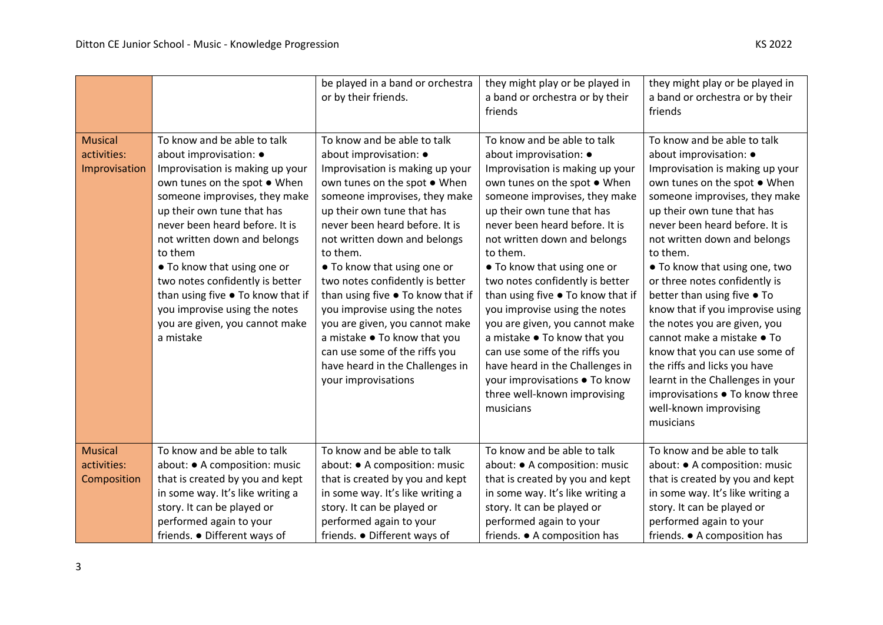| | | | | |
|---|---|---|---|---|
| | | be played in a band or orchestra or by their friends. | they might play or be played in a band or orchestra or by their friends | they might play or be played in a band or orchestra or by their friends |
| **Musical activities: Improvisation** | To know and be able to talk about improvisation: ● Improvisation is making up your own tunes on the spot ● When someone improvises, they make up their own tune that has never been heard before. It is not written down and belongs to them ● To know that using one or two notes confidently is better than using five ● To know that if you improvise using the notes you are given, you cannot make a mistake | To know and be able to talk about improvisation: ● Improvisation is making up your own tunes on the spot ● When someone improvises, they make up their own tune that has never been heard before. It is not written down and belongs to them. ● To know that using one or two notes confidently is better than using five ● To know that if you improvise using the notes you are given, you cannot make a mistake ● To know that you can use some of the riffs you have heard in the Challenges in your improvisations | To know and be able to talk about improvisation: ● Improvisation is making up your own tunes on the spot ● When someone improvises, they make up their own tune that has never been heard before. It is not written down and belongs to them. ● To know that using one or two notes confidently is better than using five ● To know that if you improvise using the notes you are given, you cannot make a mistake ● To know that you can use some of the riffs you have heard in the Challenges in your improvisations ● To know three well-known improvising musicians | To know and be able to talk about improvisation: ● Improvisation is making up your own tunes on the spot ● When someone improvises, they make up their own tune that has never been heard before. It is not written down and belongs to them. ● To know that using one, two or three notes confidently is better than using five ● To know that if you improvise using the notes you are given, you cannot make a mistake ● To know that you can use some of the riffs and licks you have learnt in the Challenges in your improvisations ● To know three well-known improvising musicians |
| **Musical activities: Composition** | To know and be able to talk about: ● A composition: music that is created by you and kept in some way. It's like writing a story. It can be played or performed again to your friends. ● Different ways of | To know and be able to talk about: ● A composition: music that is created by you and kept in some way. It's like writing a story. It can be played or performed again to your friends. ● Different ways of | To know and be able to talk about: ● A composition: music that is created by you and kept in some way. It's like writing a story. It can be played or performed again to your friends. ● A composition has | To know and be able to talk about: ● A composition: music that is created by you and kept in some way. It's like writing a story. It can be played or performed again to your friends. ● A composition has |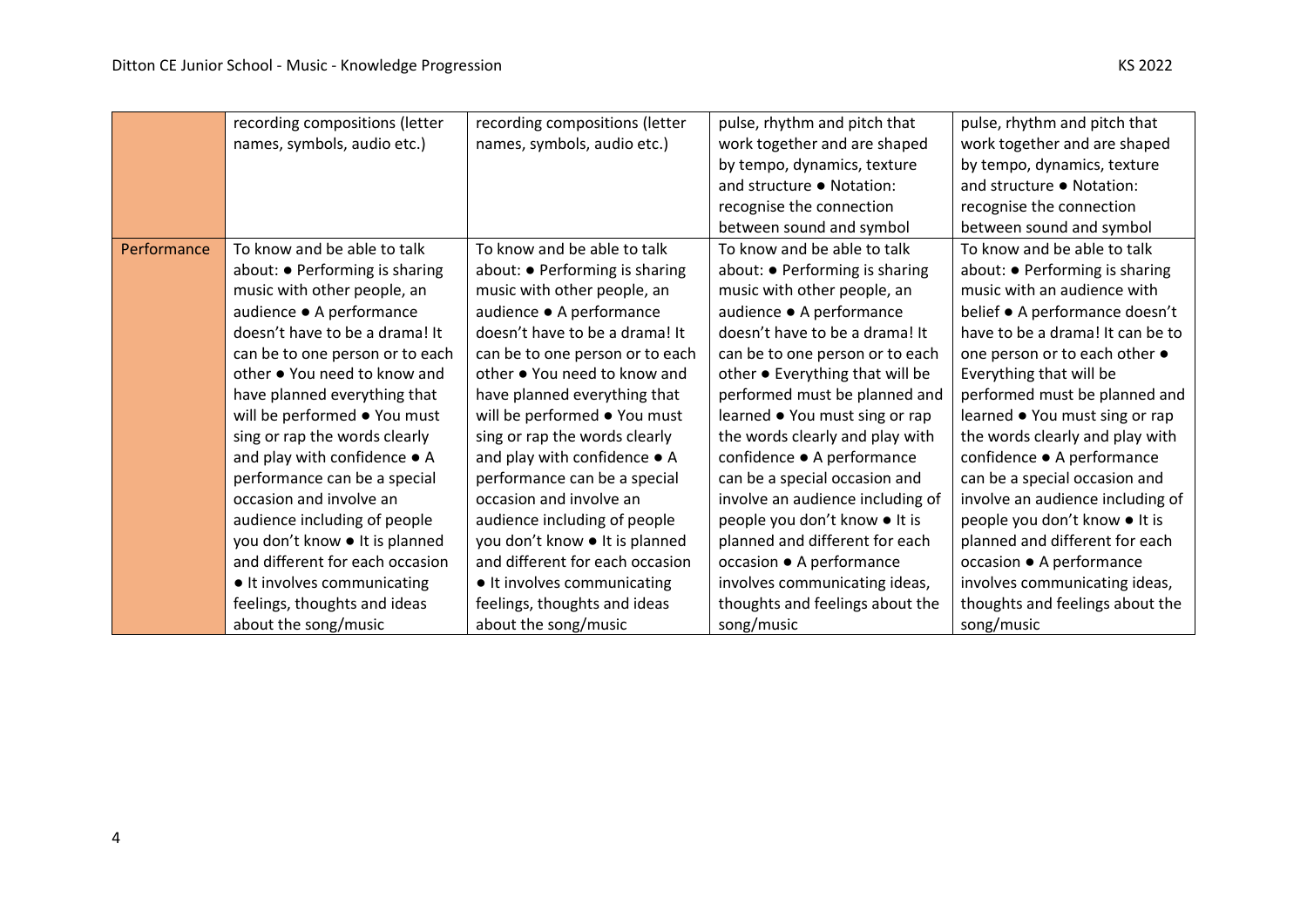| | | | | |
|---|---|---|---|---|
| | recording compositions (letter names, symbols, audio etc.) | recording compositions (letter names, symbols, audio etc.) | pulse, rhythm and pitch that work together and are shaped by tempo, dynamics, texture and structure ● Notation: recognise the connection between sound and symbol | pulse, rhythm and pitch that work together and are shaped by tempo, dynamics, texture and structure ● Notation: recognise the connection between sound and symbol |
| Performance | To know and be able to talk about: ● Performing is sharing music with other people, an audience ● A performance doesn't have to be a drama! It can be to one person or to each other ● You need to know and have planned everything that will be performed ● You must sing or rap the words clearly and play with confidence ● A performance can be a special occasion and involve an audience including of people you don't know ● It is planned and different for each occasion ● It involves communicating feelings, thoughts and ideas about the song/music | To know and be able to talk about: ● Performing is sharing music with other people, an audience ● A performance doesn't have to be a drama! It can be to one person or to each other ● You need to know and have planned everything that will be performed ● You must sing or rap the words clearly and play with confidence ● A performance can be a special occasion and involve an audience including of people you don't know ● It is planned and different for each occasion ● It involves communicating feelings, thoughts and ideas about the song/music | To know and be able to talk about: ● Performing is sharing music with other people, an audience ● A performance doesn't have to be a drama! It can be to one person or to each other ● Everything that will be performed must be planned and learned ● You must sing or rap the words clearly and play with confidence ● A performance can be a special occasion and involve an audience including of people you don't know ● It is planned and different for each occasion ● A performance involves communicating ideas, thoughts and feelings about the song/music | To know and be able to talk about: ● Performing is sharing music with an audience with belief ● A performance doesn't have to be a drama! It can be to one person or to each other ● Everything that will be performed must be planned and learned ● You must sing or rap the words clearly and play with confidence ● A performance can be a special occasion and involve an audience including of people you don't know ● It is planned and different for each occasion ● A performance involves communicating ideas, thoughts and feelings about the song/music |